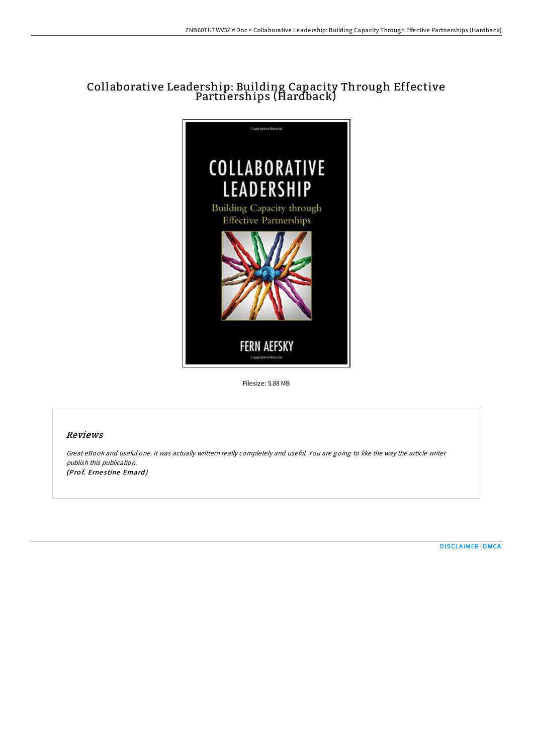# Collaborative Leadership: Building Capacity Through Effective Partnerships (Hardback)

Filesize: 5.88 MB

## *Reviews*

*Great eBook and useful one. it was actually writtern really completely and useful. You are going to like the way the article writer publish this publication.*
***(Prof. Ernestine Emard)***

DISCLAIMER | DMCA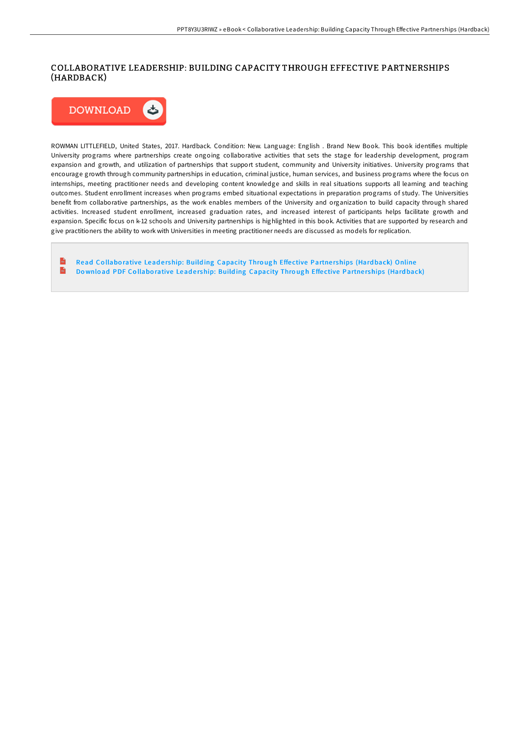# COLLABORATIVE LEADERSHIP: BUILDING CAPACITY THROUGH EFFECTIVE PARTNERSHIPS (HARDBACK)

DOWNLOAD

ROWMAN LITTLEFIELD, United States, 2017. Hardback. Condition: New. Language: English . Brand New Book. This book identifies multiple University programs where partnerships create ongoing collaborative activities that sets the stage for leadership development, program expansion and growth, and utilization of partnerships that support student, community and University initiatives. University programs that encourage growth through community partnerships in education, criminal justice, human services, and business programs where the focus on internships, meeting practitioner needs and developing content knowledge and skills in real situations supports all learning and teaching outcomes. Student enrollment increases when programs embed situational expectations in preparation programs of study. The Universities benefit from collaborative partnerships, as the work enables members of the University and organization to build capacity through shared activities. Increased student enrollment, increased graduation rates, and increased interest of participants helps facilitate growth and expansion. Specific focus on k-12 schools and University partnerships is highlighted in this book. Activities that are supported by research and give practitioners the ability to work with Universities in meeting practitioner needs are discussed as models for replication.

- Read Collaborative Leadership: Building Capacity Through Effective Partnerships (Hardback) Online
- Download PDF Collaborative Leadership: Building Capacity Through Effective Partnerships (Hardback)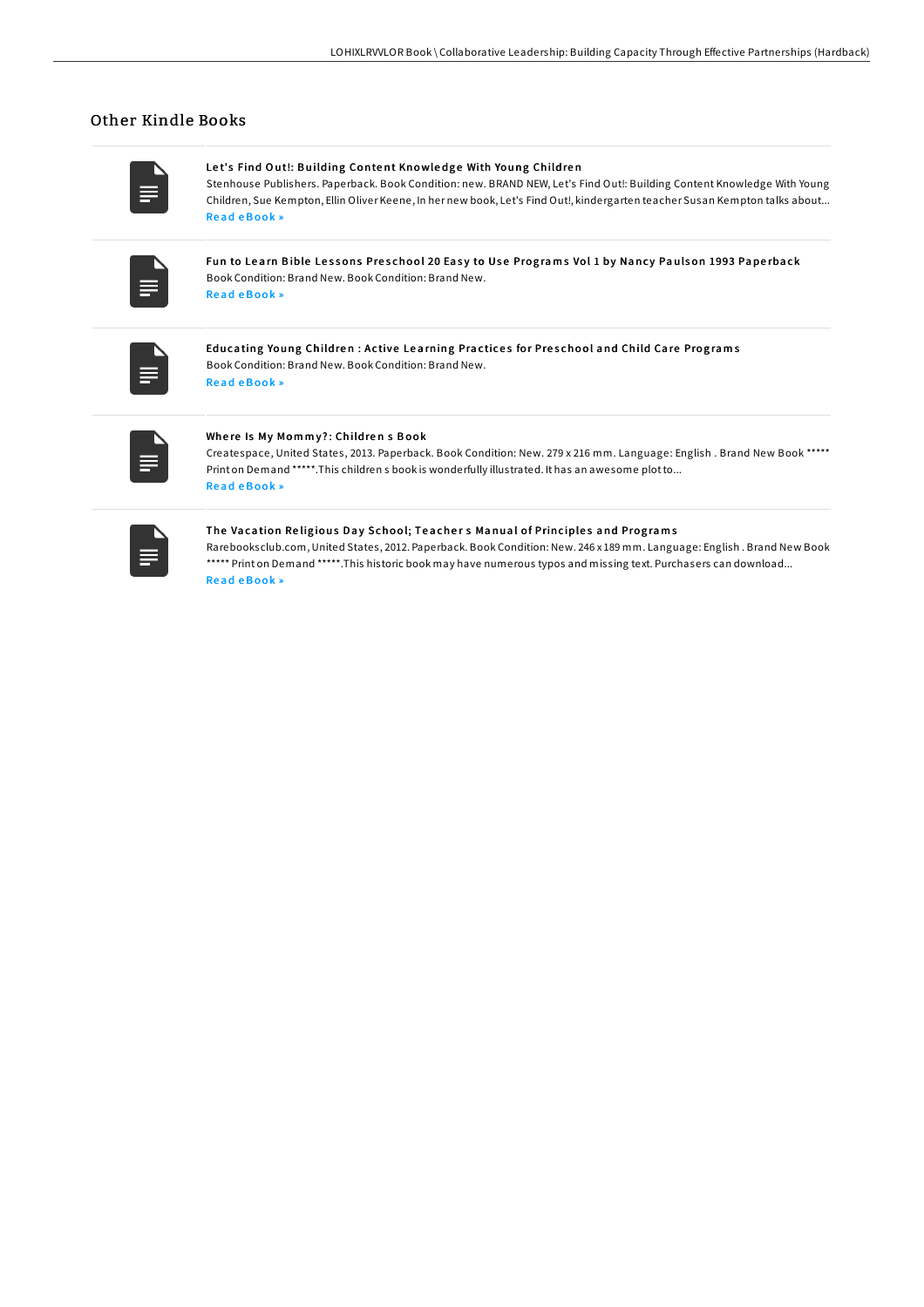## Other Kindle Books

### Let's Find Out!: Building Content Knowledge With Young Children

Stenhouse Publishers. Paperback. Book Condition: new. BRAND NEW, Let's Find Out!: Building Content Knowledge With Young Children, Sue Kempton, Ellin Oliver Keene, In her new book, Let's Find Out!, kindergarten teacher Susan Kempton talks about...

Read eBook »

### Fun to Learn Bible Lessons Preschool 20 Easy to Use Programs Vol 1 by Nancy Paulson 1993 Paperback

Book Condition: Brand New. Book Condition: Brand New.

Read eBook »

### Educating Young Children : Active Learning Practices for Preschool and Child Care Programs

Book Condition: Brand New. Book Condition: Brand New.

Read eBook »

### Where Is My Mommy?: Children s Book

Createspace, United States, 2013. Paperback. Book Condition: New. 279 x 216 mm. Language: English . Brand New Book ***** Print on Demand *****.This children s book is wonderfully illustrated. It has an awesome plot to...

Read eBook »

### The Vacation Religious Day School; Teacher s Manual of Principles and Programs

Rarebooksclub.com, United States, 2012. Paperback. Book Condition: New. 246 x 189 mm. Language: English . Brand New Book ***** Print on Demand *****.This historic book may have numerous typos and missing text. Purchasers can download...

Read eBook »